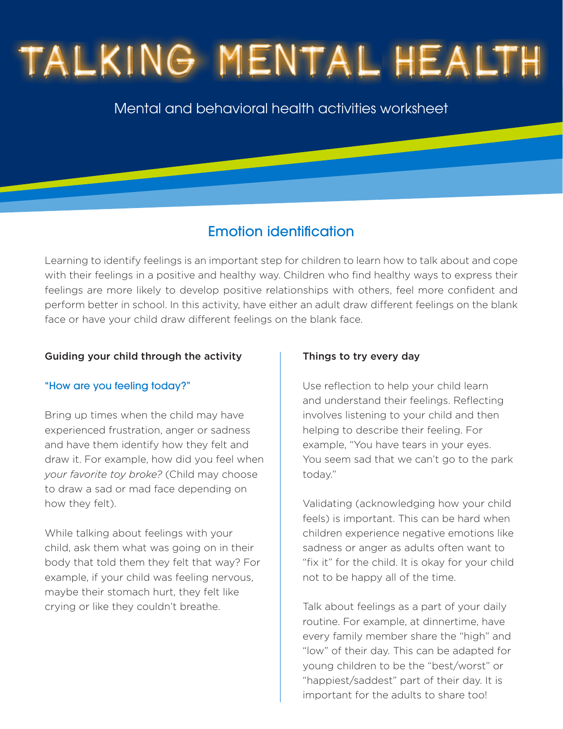# TALKING MENTAL HEALTH

Mental and behavioral health activities worksheet

## Emotion identification

Learning to identify feelings is an important step for children to learn how to talk about and cope with their feelings in a positive and healthy way. Children who find healthy ways to express their feelings are more likely to develop positive relationships with others, feel more confident and perform better in school. In this activity, have either an adult draw different feelings on the blank face or have your child draw different feelings on the blank face.

### Guiding your child through the activity

#### "How are you feeling today?"

Bring up times when the child may have experienced frustration, anger or sadness and have them identify how they felt and draw it. For example, how did you feel when *your favorite toy broke?* (Child may choose to draw a sad or mad face depending on how they felt).

While talking about feelings with your child, ask them what was going on in their body that told them they felt that way? For example, if your child was feeling nervous, maybe their stomach hurt, they felt like crying or like they couldn't breathe.

### Things to try every day

Use reflection to help your child learn and understand their feelings. Reflecting involves listening to your child and then helping to describe their feeling. For example, "You have tears in your eyes. You seem sad that we can't go to the park today."

Validating (acknowledging how your child feels) is important. This can be hard when children experience negative emotions like sadness or anger as adults often want to "fix it" for the child. It is okay for your child not to be happy all of the time.

Talk about feelings as a part of your daily routine. For example, at dinnertime, have every family member share the "high" and "low" of their day. This can be adapted for young children to be the "best/worst" or "happiest/saddest" part of their day. It is important for the adults to share too!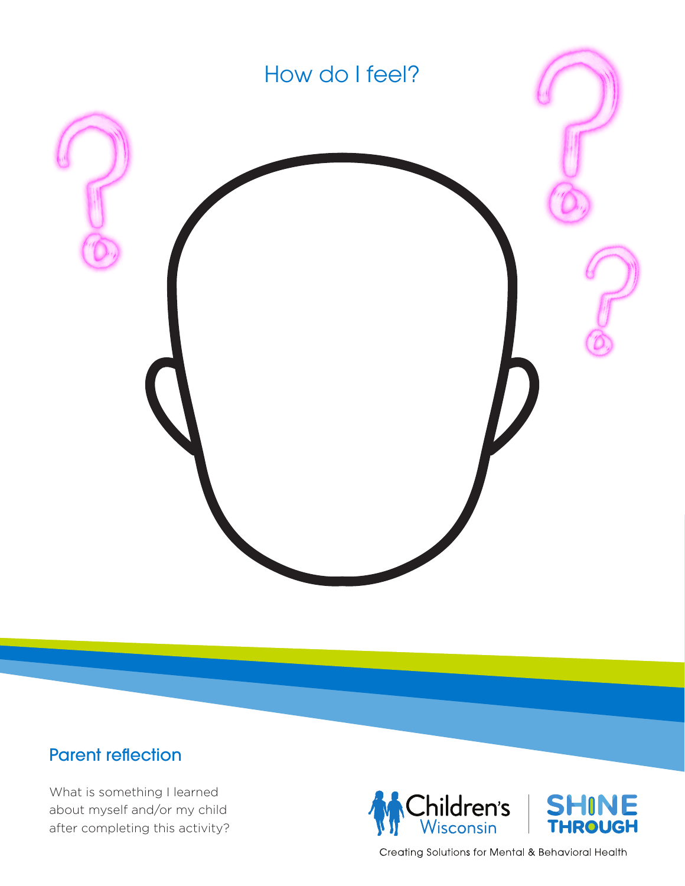## How do I feel?

### Parent reflection

What is something I learned about myself and/or my child after completing this activity?

Children's Wisconsin | SHINE THROUGH

Creating Solutions for Mental & Behavioral Health